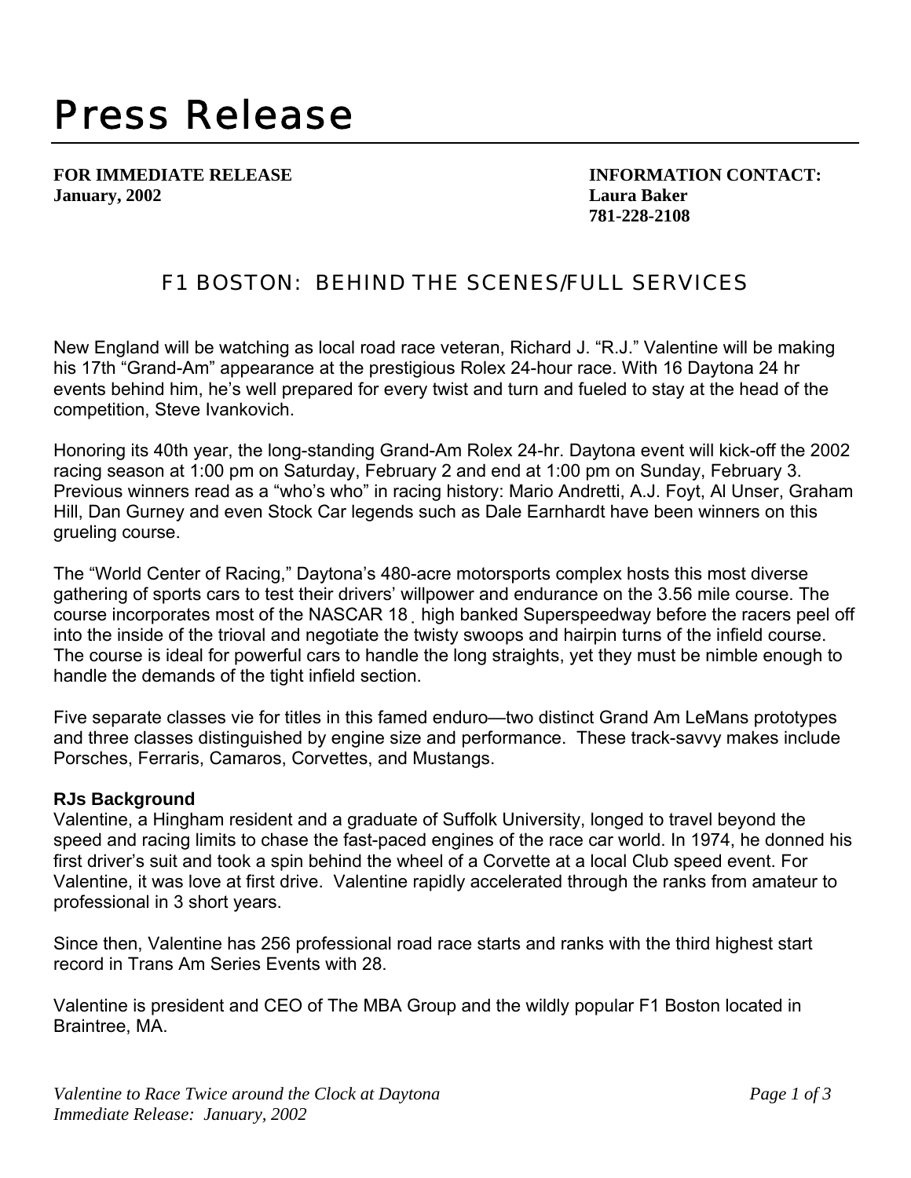# Press Release

**FOR IMMEDIATE RELEASE**
**January, 2002**

**INFORMATION CONTACT:**
**Laura Baker**
**781-228-2108**

## F1 BOSTON: BEHIND THE SCENES/FULL SERVICES

New England will be watching as local road race veteran, Richard J. "R.J." Valentine will be making his 17th "Grand-Am" appearance at the prestigious Rolex 24-hour race. With 16 Daytona 24 hr events behind him, he's well prepared for every twist and turn and fueled to stay at the head of the competition, Steve Ivankovich.

Honoring its 40th year, the long-standing Grand-Am Rolex 24-hr. Daytona event will kick-off the 2002 racing season at 1:00 pm on Saturday, February 2 and end at 1:00 pm on Sunday, February 3. Previous winners read as a "who's who" in racing history: Mario Andretti, A.J. Foyt, Al Unser, Graham Hill, Dan Gurney and even Stock Car legends such as Dale Earnhardt have been winners on this grueling course.

The "World Center of Racing," Daytona's 480-acre motorsports complex hosts this most diverse gathering of sports cars to test their drivers' willpower and endurance on the 3.56 mile course. The course incorporates most of the NASCAR 18˛ high banked Superspeedway before the racers peel off into the inside of the trioval and negotiate the twisty swoops and hairpin turns of the infield course. The course is ideal for powerful cars to handle the long straights, yet they must be nimble enough to handle the demands of the tight infield section.

Five separate classes vie for titles in this famed enduro—two distinct Grand Am LeMans prototypes and three classes distinguished by engine size and performance. These track-savvy makes include Porsches, Ferraris, Camaros, Corvettes, and Mustangs.

### RJs Background

Valentine, a Hingham resident and a graduate of Suffolk University, longed to travel beyond the speed and racing limits to chase the fast-paced engines of the race car world. In 1974, he donned his first driver's suit and took a spin behind the wheel of a Corvette at a local Club speed event. For Valentine, it was love at first drive. Valentine rapidly accelerated through the ranks from amateur to professional in 3 short years.

Since then, Valentine has 256 professional road race starts and ranks with the third highest start record in Trans Am Series Events with 28.

Valentine is president and CEO of The MBA Group and the wildly popular F1 Boston located in Braintree, MA.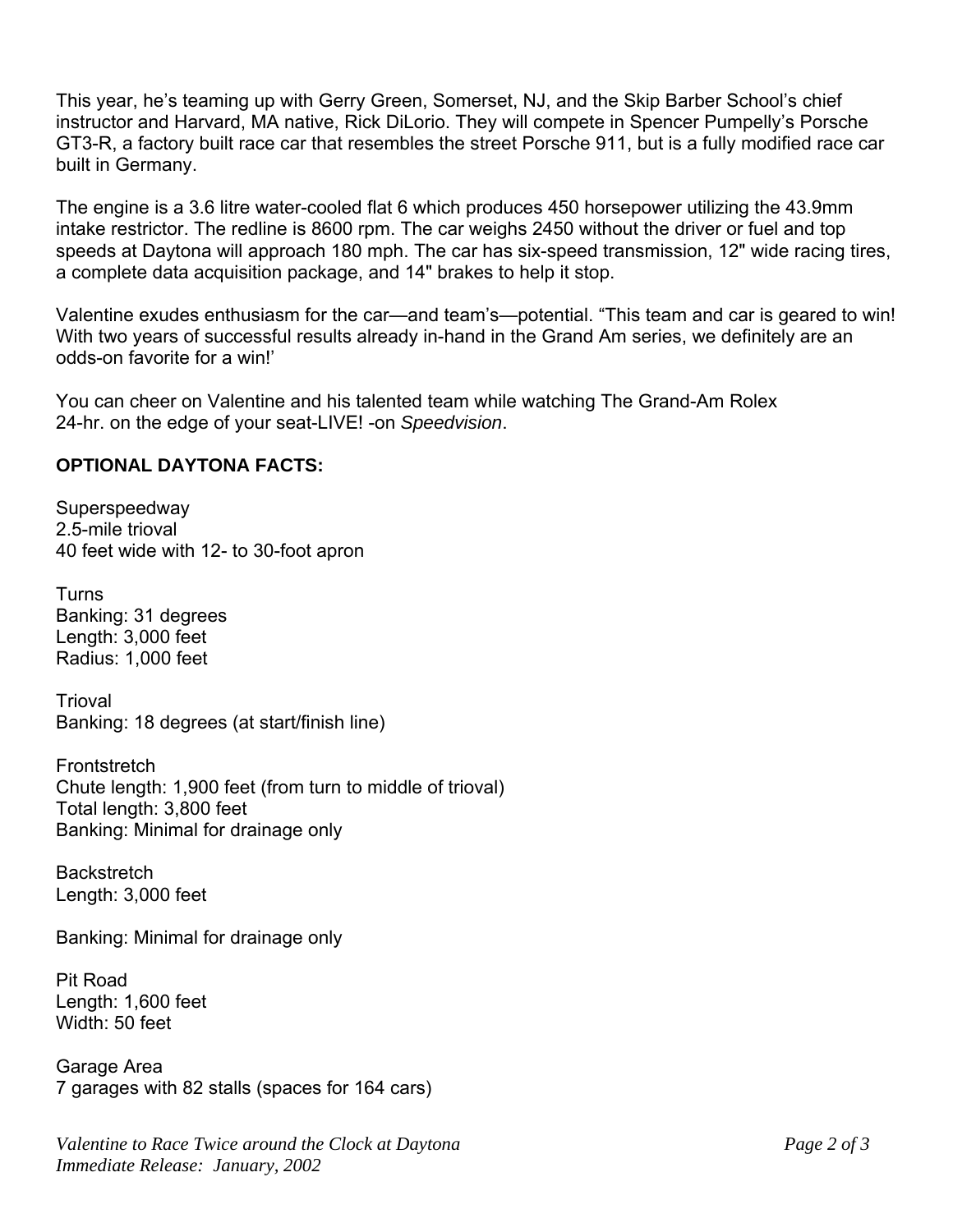This year, he's teaming up with Gerry Green, Somerset, NJ, and the Skip Barber School's chief instructor and Harvard, MA native, Rick DiLorio. They will compete in Spencer Pumpelly's Porsche GT3-R, a factory built race car that resembles the street Porsche 911, but is a fully modified race car built in Germany.

The engine is a 3.6 litre water-cooled flat 6 which produces 450 horsepower utilizing the 43.9mm intake restrictor. The redline is 8600 rpm. The car weighs 2450 without the driver or fuel and top speeds at Daytona will approach 180 mph. The car has six-speed transmission, 12" wide racing tires, a complete data acquisition package, and 14" brakes to help it stop.

Valentine exudes enthusiasm for the car—and team's—potential. "This team and car is geared to win! With two years of successful results already in-hand in the Grand Am series, we definitely are an odds-on favorite for a win!'

You can cheer on Valentine and his talented team while watching The Grand-Am Rolex 24-hr. on the edge of your seat-LIVE! -on *Speedvision*.

**OPTIONAL DAYTONA FACTS:**

Superspeedway
2.5-mile trioval
40 feet wide with 12- to 30-foot apron

Turns
Banking: 31 degrees
Length: 3,000 feet
Radius: 1,000 feet

Trioval
Banking: 18 degrees (at start/finish line)

Frontstretch
Chute length: 1,900 feet (from turn to middle of trioval)
Total length: 3,800 feet
Banking: Minimal for drainage only

Backstretch
Length: 3,000 feet

Banking: Minimal for drainage only

Pit Road
Length: 1,600 feet
Width: 50 feet

Garage Area
7 garages with 82 stalls (spaces for 164 cars)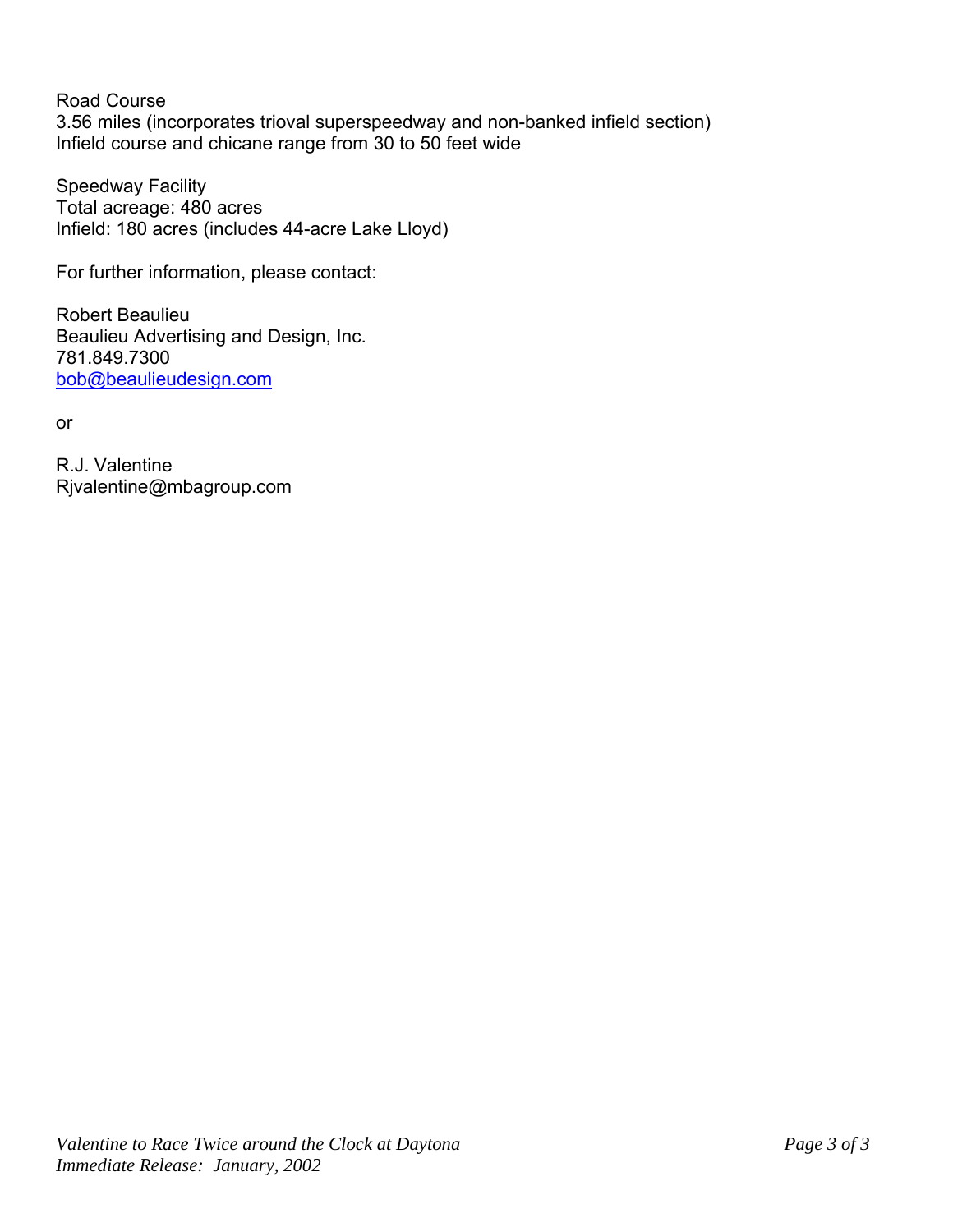Road Course
3.56 miles (incorporates trioval superspeedway and non-banked infield section)
Infield course and chicane range from 30 to 50 feet wide

Speedway Facility
Total acreage: 480 acres
Infield: 180 acres (includes 44-acre Lake Lloyd)

For further information, please contact:

Robert Beaulieu
Beaulieu Advertising and Design, Inc.
781.849.7300
bob@beaulieudesign.com

or

R.J. Valentine
Rjvalentine@mbagroup.com